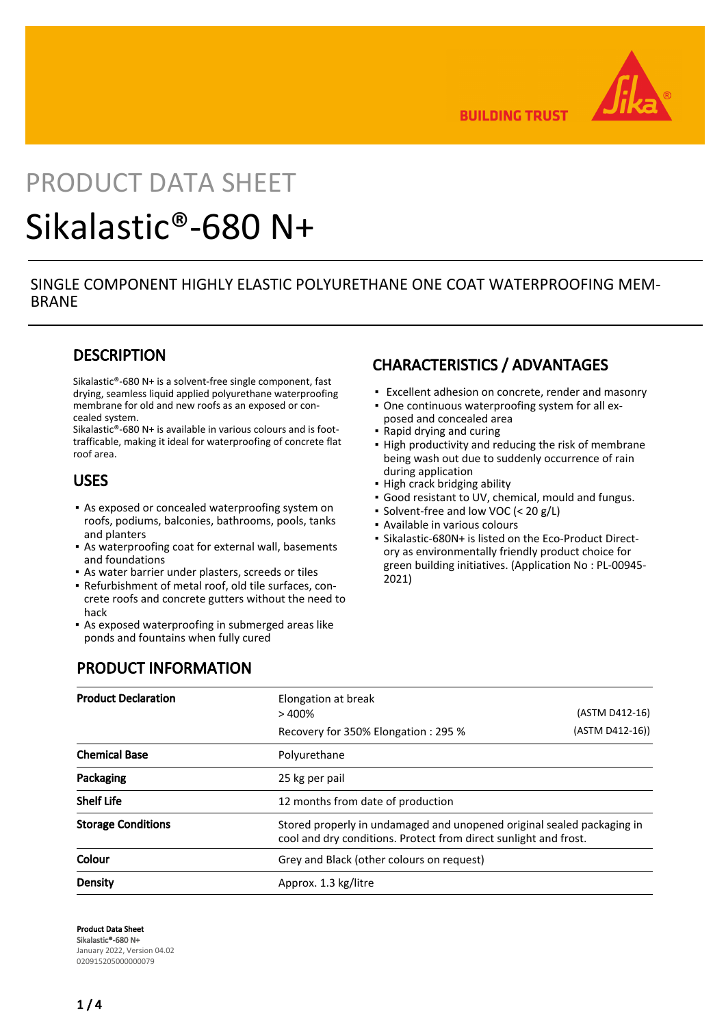BUILDING TRUST

PRODUCT DATA SHEET

# Sikalastic®-680 N+

## SINGLE COMPONENT HIGHLY ELASTIC POLYURETHANE ONE COAT WATERPROOFING MEMBRANE

## DESCRIPTION

Sikalastic®-680 N+ is a solvent-free single component, fast drying, seamless liquid applied polyurethane waterproofing membrane for old and new roofs as an exposed or concealed system.
Sikalastic®-680 N+ is available in various colours and is foot-trafficable, making it ideal for waterproofing of concrete flat roof area.

## USES

- As exposed or concealed waterproofing system on roofs, podiums, balconies, bathrooms, pools, tanks and planters
- As waterproofing coat for external wall, basements and foundations
- As water barrier under plasters, screeds or tiles
- Refurbishment of metal roof, old tile surfaces, concrete roofs and concrete gutters without the need to hack
- As exposed waterproofing in submerged areas like ponds and fountains when fully cured

## CHARACTERISTICS / ADVANTAGES

- Excellent adhesion on concrete, render and masonry
- One continuous waterproofing system for all exposed and concealed area
- Rapid drying and curing
- High productivity and reducing the risk of membrane being wash out due to suddenly occurrence of rain during application
- High crack bridging ability
- Good resistant to UV, chemical, mould and fungus.
- Solvent-free and low VOC (< 20 g/L)
- Available in various colours
- Sikalastic-680N+ is listed on the Eco-Product Directory as environmentally friendly product choice for green building initiatives. (Application No : PL-00945-2021)

## PRODUCT INFORMATION

| | | |
|---|---|---|
| **Product Declaration** | Elongation at break<br>> 400% | (ASTM D412-16) |
| | Recovery for 350% Elongation : 295 % | (ASTM D412-16)) |
| **Chemical Base** | Polyurethane | |
| **Packaging** | 25 kg per pail | |
| **Shelf Life** | 12 months from date of production | |
| **Storage Conditions** | Stored properly in undamaged and unopened original sealed packaging in cool and dry conditions. Protect from direct sunlight and frost. | |
| **Colour** | Grey and Black (other colours on request) | |
| **Density** | Approx. 1.3 kg/litre | |

**Product Data Sheet**
Sikalastic®-680 N+
January 2022, Version 04.02
020915205000000079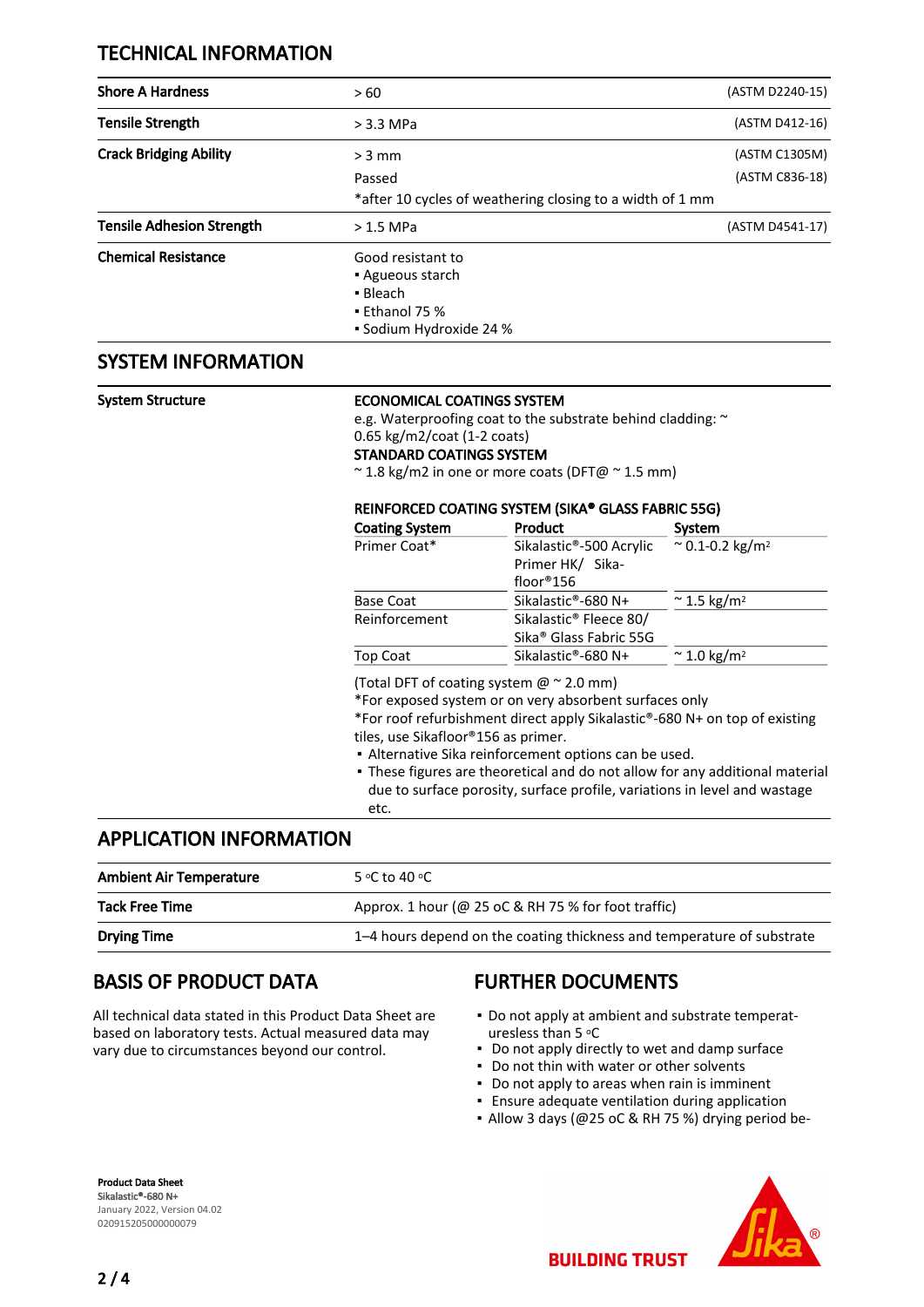## TECHNICAL INFORMATION

| | | |
|---|---|---|
| **Shore A Hardness** | > 60 | (ASTM D2240-15) |
| **Tensile Strength** | > 3.3 MPa | (ASTM D412-16) |
| **Crack Bridging Ability** | > 3 mm<br>Passed<br>*after 10 cycles of weathering closing to a width of 1 mm | (ASTM C1305M)<br>(ASTM C836-18) |
| **Tensile Adhesion Strength** | > 1.5 MPa | (ASTM D4541-17) |
| **Chemical Resistance** | Good resistant to<br>▪ Agueous starch<br>▪ Bleach<br>▪ Ethanol 75 %<br>▪ Sodium Hydroxide 24 % | |

## SYSTEM INFORMATION

**System Structure**

**ECONOMICAL COATINGS SYSTEM**
e.g. Waterproofing coat to the substrate behind cladding: ~ 0.65 kg/m2/coat (1-2 coats)
**STANDARD COATINGS SYSTEM**
~ 1.8 kg/m2 in one or more coats (DFT@ ~ 1.5 mm)

**REINFORCED COATING SYSTEM (SIKA® GLASS FABRIC 55G)**

| Coating System | Product | System |
|---|---|---|
| Primer Coat* | Sikalastic®-500 Acrylic Primer HK/ Sika-floor®156 | ~ 0.1-0.2 kg/m² |
| Base Coat | Sikalastic®-680 N+ | ~ 1.5 kg/m² |
| Reinforcement | Sikalastic® Fleece 80/ Sika® Glass Fabric 55G | |
| Top Coat | Sikalastic®-680 N+ | ~ 1.0 kg/m² |

(Total DFT of coating system @ ~ 2.0 mm)
*For exposed system or on very absorbent surfaces only
*For roof refurbishment direct apply Sikalastic®-680 N+ on top of existing tiles, use Sikafloor®156 as primer.

- Alternative Sika reinforcement options can be used.
- These figures are theoretical and do not allow for any additional material due to surface porosity, surface profile, variations in level and wastage etc.

## APPLICATION INFORMATION

| | |
|---|---|
| **Ambient Air Temperature** | 5 °C to 40 °C |
| **Tack Free Time** | Approx. 1 hour (@ 25 oC & RH 75 % for foot traffic) |
| **Drying Time** | 1–4 hours depend on the coating thickness and temperature of substrate |

## BASIS OF PRODUCT DATA

All technical data stated in this Product Data Sheet are based on laboratory tests. Actual measured data may vary due to circumstances beyond our control.

## FURTHER DOCUMENTS

- Do not apply at ambient and substrate temperat-uresless than 5 °C
- Do not apply directly to wet and damp surface
- Do not thin with water or other solvents
- Do not apply to areas when rain is imminent
- Ensure adequate ventilation during application
- Allow 3 days (@25 oC & RH 75 %) drying period be-

**Product Data Sheet**
**Sikalastic®-680 N+**
January 2022, Version 04.02
020915205000000079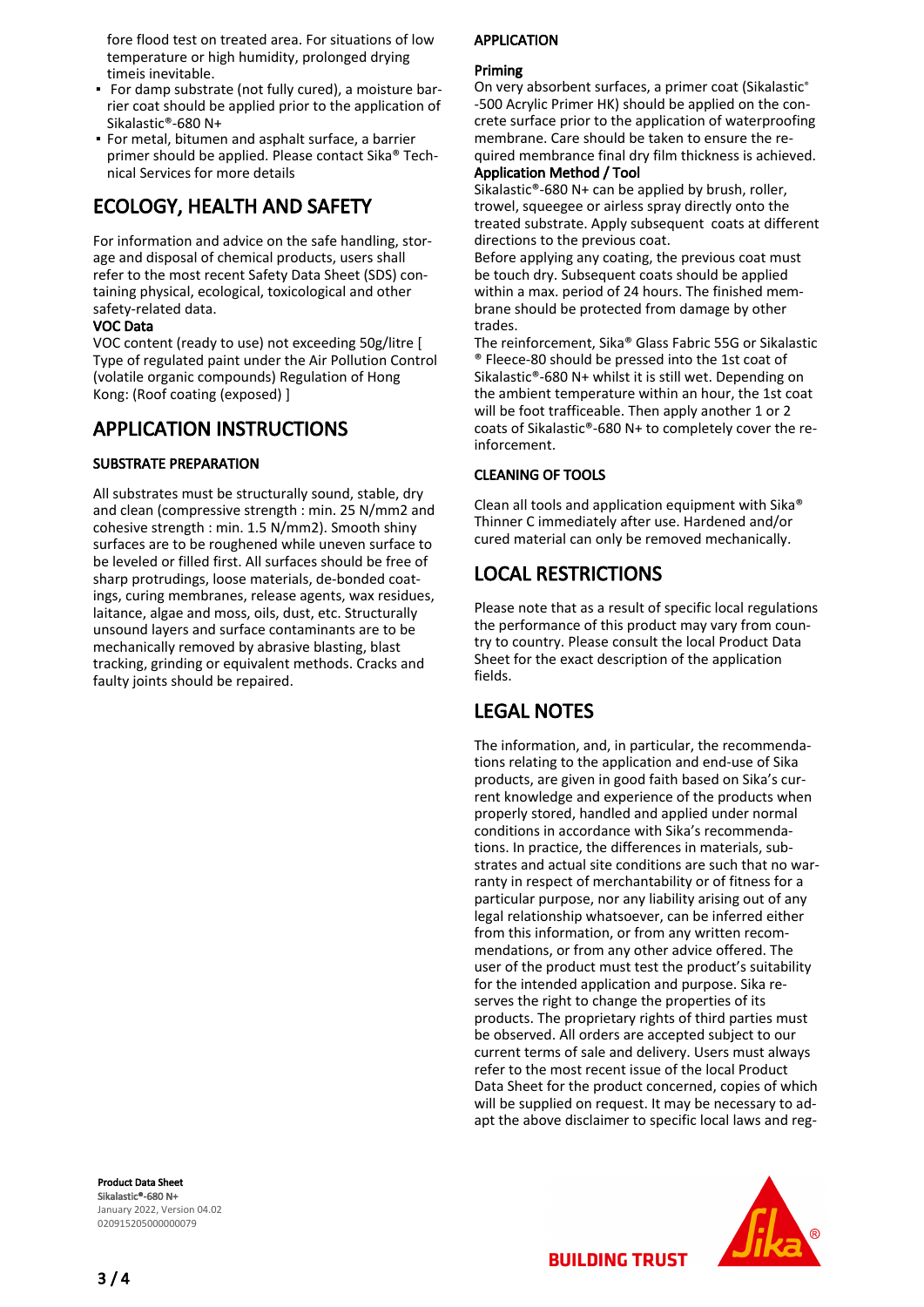fore flood test on treated area. For situations of low temperature or high humidity, prolonged drying timeis inevitable.

- For damp substrate (not fully cured), a moisture barrier coat should be applied prior to the application of Sikalastic®-680 N+
- For metal, bitumen and asphalt surface, a barrier primer should be applied. Please contact Sika® Technical Services for more details

## ECOLOGY, HEALTH AND SAFETY

For information and advice on the safe handling, storage and disposal of chemical products, users shall refer to the most recent Safety Data Sheet (SDS) containing physical, ecological, toxicological and other safety-related data.

**VOC Data**

VOC content (ready to use) not exceeding 50g/litre [ Type of regulated paint under the Air Pollution Control (volatile organic compounds) Regulation of Hong Kong: (Roof coating (exposed) ]

## APPLICATION INSTRUCTIONS

### SUBSTRATE PREPARATION

All substrates must be structurally sound, stable, dry and clean (compressive strength : min. 25 N/mm2 and cohesive strength : min. 1.5 N/mm2). Smooth shiny surfaces are to be roughened while uneven surface to be leveled or filled first. All surfaces should be free of sharp protrudings, loose materials, de-bonded coatings, curing membranes, release agents, wax residues, laitance, algae and moss, oils, dust, etc. Structurally unsound layers and surface contaminants are to be mechanically removed by abrasive blasting, blast tracking, grinding or equivalent methods. Cracks and faulty joints should be repaired.

### APPLICATION

**Priming**

On very absorbent surfaces, a primer coat (Sikalastic® -500 Acrylic Primer HK) should be applied on the concrete surface prior to the application of waterproofing membrane. Care should be taken to ensure the required membrance final dry film thickness is achieved.

**Application Method / Tool**

Sikalastic®-680 N+ can be applied by brush, roller, trowel, squeegee or airless spray directly onto the treated substrate. Apply subsequent coats at different directions to the previous coat.

Before applying any coating, the previous coat must be touch dry. Subsequent coats should be applied within a max. period of 24 hours. The finished membrane should be protected from damage by other trades.

The reinforcement, Sika® Glass Fabric 55G or Sikalastic ® Fleece-80 should be pressed into the 1st coat of Sikalastic®-680 N+ whilst it is still wet. Depending on the ambient temperature within an hour, the 1st coat will be foot trafficeable. Then apply another 1 or 2 coats of Sikalastic®-680 N+ to completely cover the reinforcement.

### CLEANING OF TOOLS

Clean all tools and application equipment with Sika® Thinner C immediately after use. Hardened and/or cured material can only be removed mechanically.

## LOCAL RESTRICTIONS

Please note that as a result of specific local regulations the performance of this product may vary from country to country. Please consult the local Product Data Sheet for the exact description of the application fields.

## LEGAL NOTES

The information, and, in particular, the recommendations relating to the application and end-use of Sika products, are given in good faith based on Sika's current knowledge and experience of the products when properly stored, handled and applied under normal conditions in accordance with Sika's recommendations. In practice, the differences in materials, substrates and actual site conditions are such that no warranty in respect of merchantability or of fitness for a particular purpose, nor any liability arising out of any legal relationship whatsoever, can be inferred either from this information, or from any written recommendations, or from any other advice offered. The user of the product must test the product's suitability for the intended application and purpose. Sika reserves the right to change the properties of its products. The proprietary rights of third parties must be observed. All orders are accepted subject to our current terms of sale and delivery. Users must always refer to the most recent issue of the local Product Data Sheet for the product concerned, copies of which will be supplied on request. It may be necessary to adapt the above disclaimer to specific local laws and reg-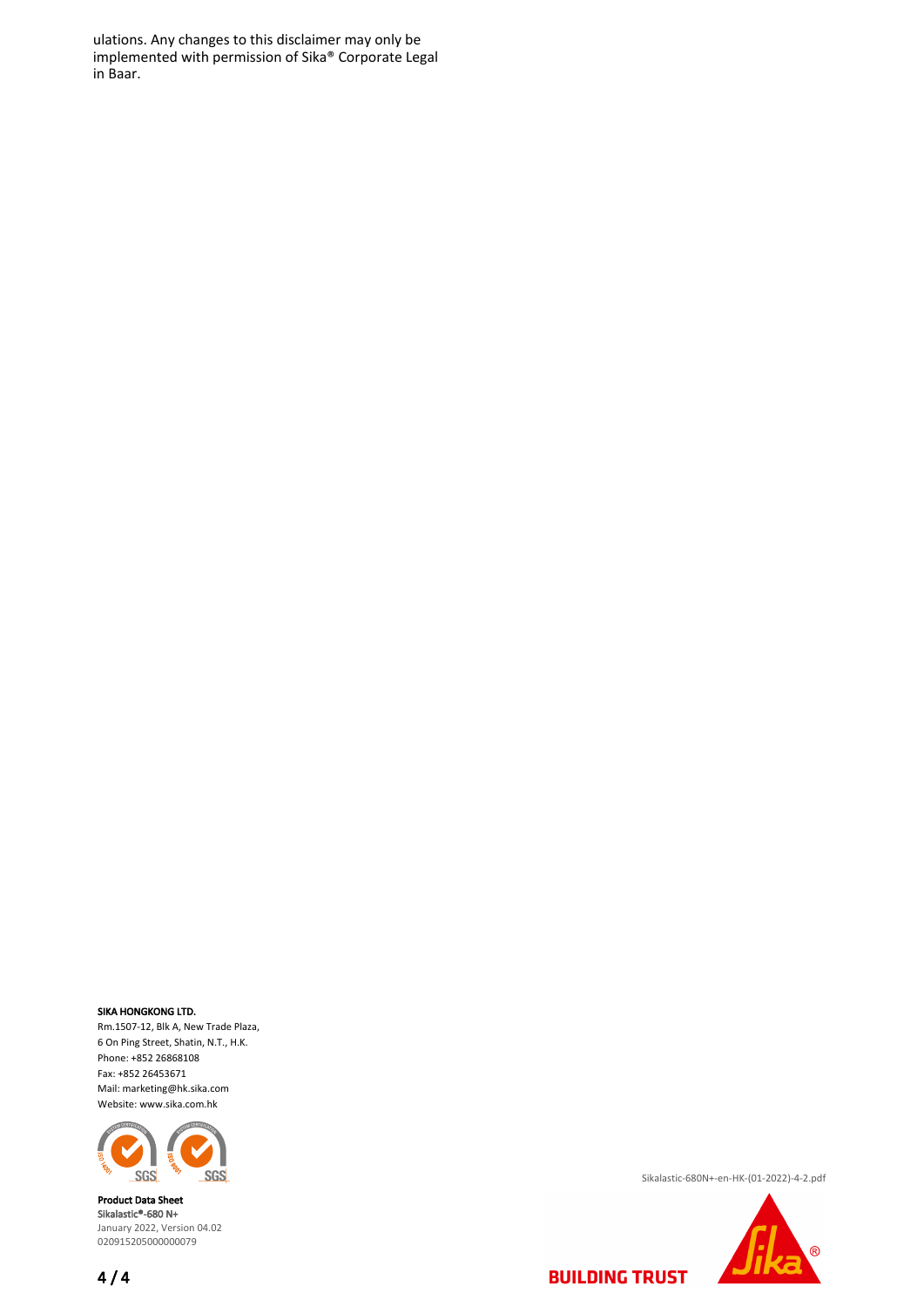ulations. Any changes to this disclaimer may only be implemented with permission of Sika® Corporate Legal in Baar.

**SIKA HONGKONG LTD.**
Rm.1507-12, Blk A, New Trade Plaza,
6 On Ping Street, Shatin, N.T., H.K.
Phone: +852 26868108
Fax: +852 26453671
Mail: marketing@hk.sika.com
Website: www.sika.com.hk

**Product Data Sheet**
**Sikalastic®-680 N+**
January 2022, Version 04.02
020915205000000079

Sikalastic-680N+-en-HK-(01-2022)-4-2.pdf

**BUILDING TRUST**